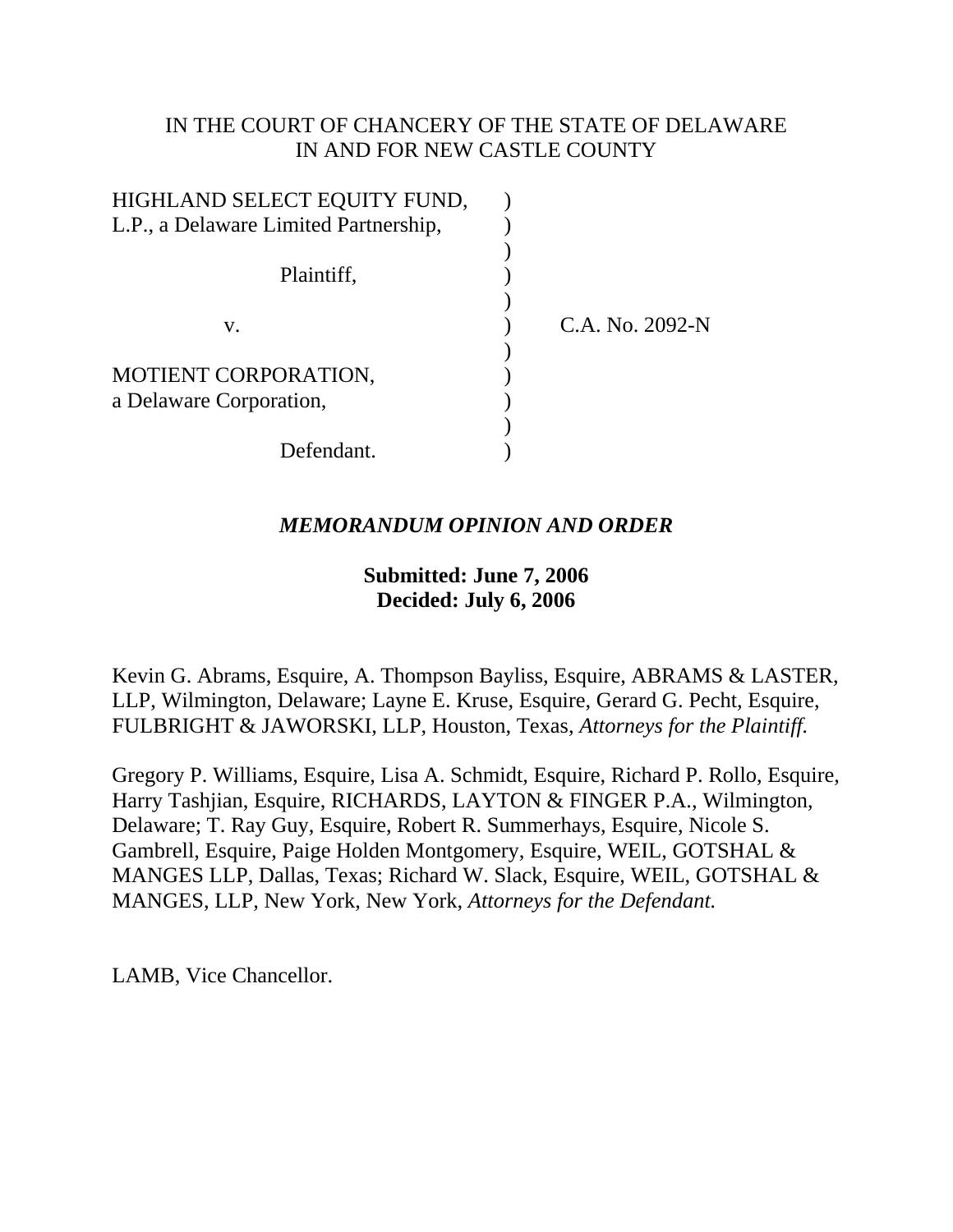IN THE COURT OF CHANCERY OF THE STATE OF DELAWARE
IN AND FOR NEW CASTLE COUNTY

HIGHLAND SELECT EQUITY FUND, L.P., a Delaware Limited Partnership,

Plaintiff,

v.

MOTIENT CORPORATION, a Delaware Corporation,

Defendant.

C.A. No. 2092-N

***MEMORANDUM OPINION AND ORDER***

**Submitted: June 7, 2006**
**Decided: July 6, 2006**

Kevin G. Abrams, Esquire, A. Thompson Bayliss, Esquire, ABRAMS & LASTER, LLP, Wilmington, Delaware; Layne E. Kruse, Esquire, Gerard G. Pecht, Esquire, FULBRIGHT & JAWORSKI, LLP, Houston, Texas, *Attorneys for the Plaintiff.*

Gregory P. Williams, Esquire, Lisa A. Schmidt, Esquire, Richard P. Rollo, Esquire, Harry Tashjian, Esquire, RICHARDS, LAYTON & FINGER P.A., Wilmington, Delaware; T. Ray Guy, Esquire, Robert R. Summerhays, Esquire, Nicole S. Gambrell, Esquire, Paige Holden Montgomery, Esquire, WEIL, GOTSHAL & MANGES LLP, Dallas, Texas; Richard W. Slack, Esquire, WEIL, GOTSHAL & MANGES, LLP, New York, New York, *Attorneys for the Defendant.*

LAMB, Vice Chancellor.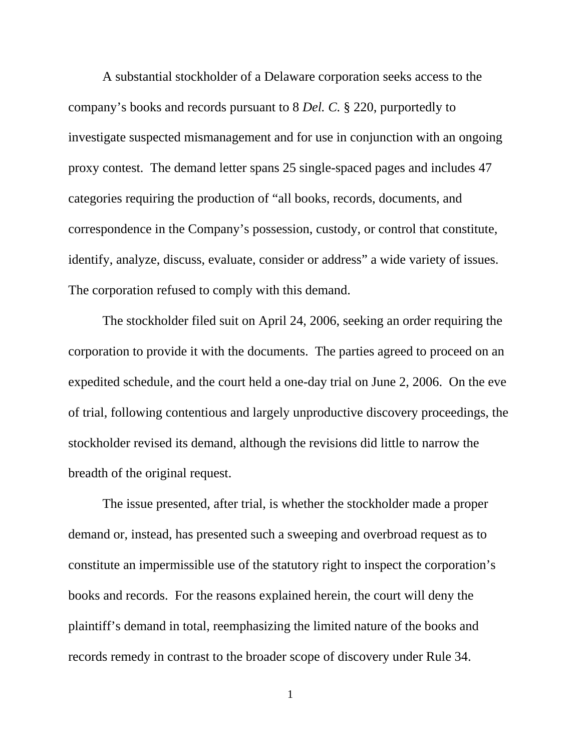A substantial stockholder of a Delaware corporation seeks access to the company's books and records pursuant to 8 *Del. C.* § 220, purportedly to investigate suspected mismanagement and for use in conjunction with an ongoing proxy contest. The demand letter spans 25 single-spaced pages and includes 47 categories requiring the production of "all books, records, documents, and correspondence in the Company's possession, custody, or control that constitute, identify, analyze, discuss, evaluate, consider or address" a wide variety of issues. The corporation refused to comply with this demand.

The stockholder filed suit on April 24, 2006, seeking an order requiring the corporation to provide it with the documents. The parties agreed to proceed on an expedited schedule, and the court held a one-day trial on June 2, 2006. On the eve of trial, following contentious and largely unproductive discovery proceedings, the stockholder revised its demand, although the revisions did little to narrow the breadth of the original request.

The issue presented, after trial, is whether the stockholder made a proper demand or, instead, has presented such a sweeping and overbroad request as to constitute an impermissible use of the statutory right to inspect the corporation's books and records. For the reasons explained herein, the court will deny the plaintiff's demand in total, reemphasizing the limited nature of the books and records remedy in contrast to the broader scope of discovery under Rule 34.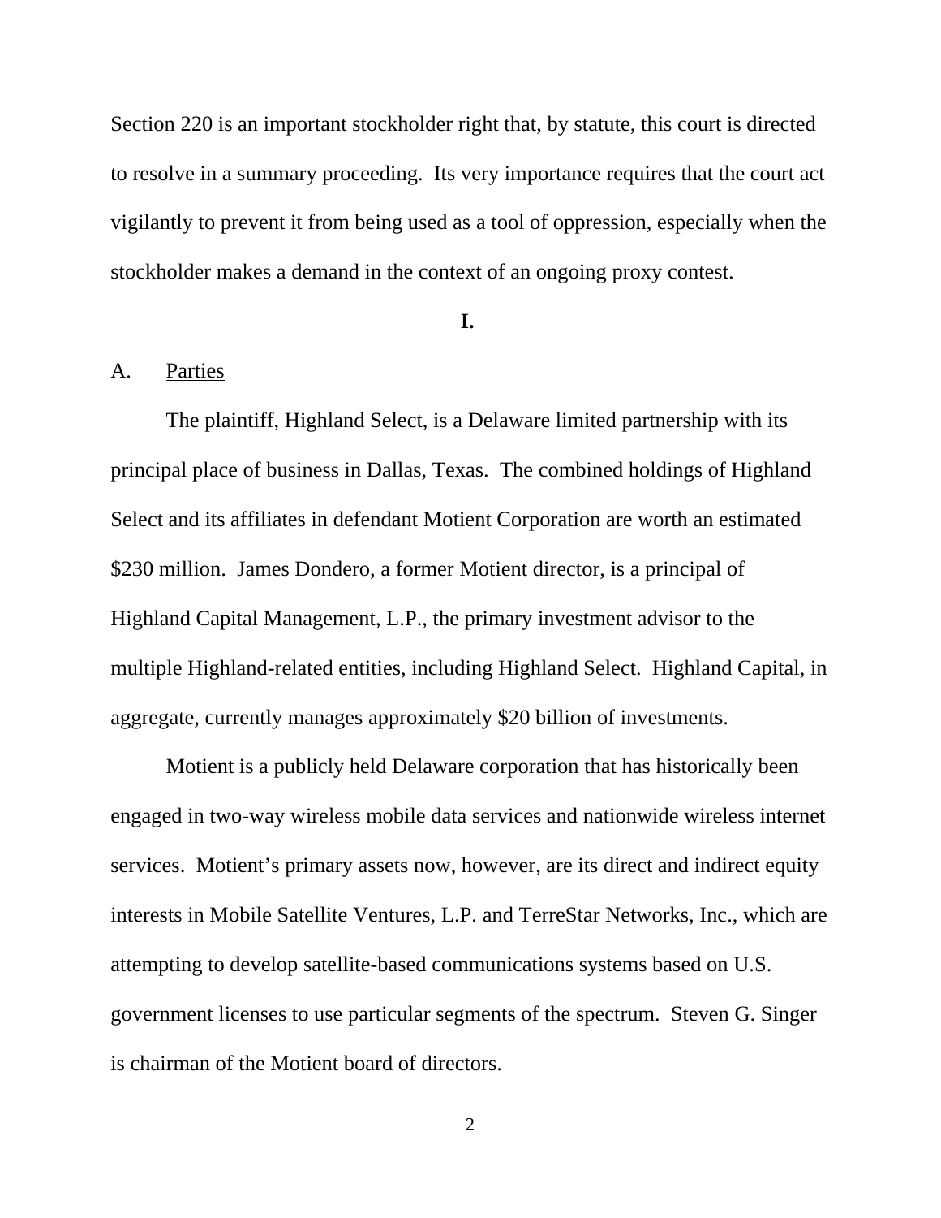Section 220 is an important stockholder right that, by statute, this court is directed to resolve in a summary proceeding. Its very importance requires that the court act vigilantly to prevent it from being used as a tool of oppression, especially when the stockholder makes a demand in the context of an ongoing proxy contest.

## I.

A. <u>Parties</u>

The plaintiff, Highland Select, is a Delaware limited partnership with its principal place of business in Dallas, Texas. The combined holdings of Highland Select and its affiliates in defendant Motient Corporation are worth an estimated $230 million. James Dondero, a former Motient director, is a principal of Highland Capital Management, L.P., the primary investment advisor to the multiple Highland-related entities, including Highland Select. Highland Capital, in aggregate, currently manages approximately $20 billion of investments.

Motient is a publicly held Delaware corporation that has historically been engaged in two-way wireless mobile data services and nationwide wireless internet services. Motient's primary assets now, however, are its direct and indirect equity interests in Mobile Satellite Ventures, L.P. and TerreStar Networks, Inc., which are attempting to develop satellite-based communications systems based on U.S. government licenses to use particular segments of the spectrum. Steven G. Singer is chairman of the Motient board of directors.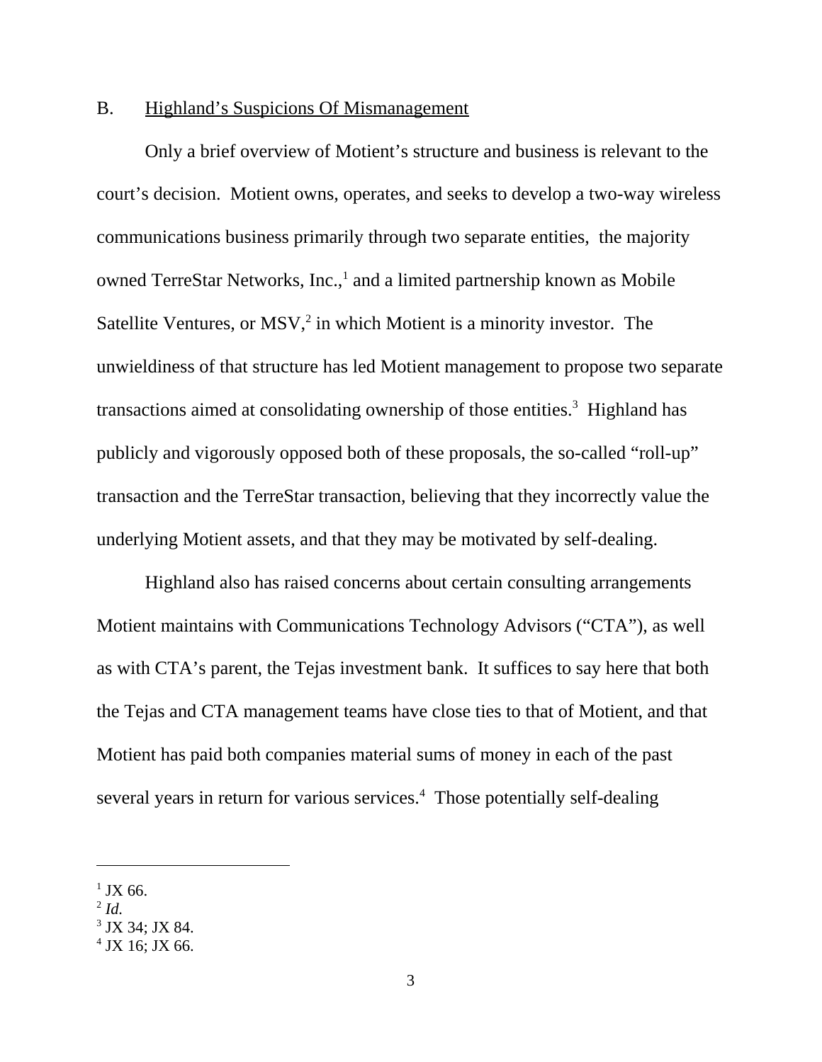### B. Highland's Suspicions Of Mismanagement

Only a brief overview of Motient's structure and business is relevant to the court's decision. Motient owns, operates, and seeks to develop a two-way wireless communications business primarily through two separate entities, the majority owned TerreStar Networks, Inc.,[1] and a limited partnership known as Mobile Satellite Ventures, or MSV,[2] in which Motient is a minority investor. The unwieldiness of that structure has led Motient management to propose two separate transactions aimed at consolidating ownership of those entities.[3] Highland has publicly and vigorously opposed both of these proposals, the so-called "roll-up" transaction and the TerreStar transaction, believing that they incorrectly value the underlying Motient assets, and that they may be motivated by self-dealing.

Highland also has raised concerns about certain consulting arrangements Motient maintains with Communications Technology Advisors ("CTA"), as well as with CTA's parent, the Tejas investment bank. It suffices to say here that both the Tejas and CTA management teams have close ties to that of Motient, and that Motient has paid both companies material sums of money in each of the past several years in return for various services.[4] Those potentially self-dealing

---

[1] JX 66.
[2] *Id.*
[3] JX 34; JX 84.
[4] JX 16; JX 66.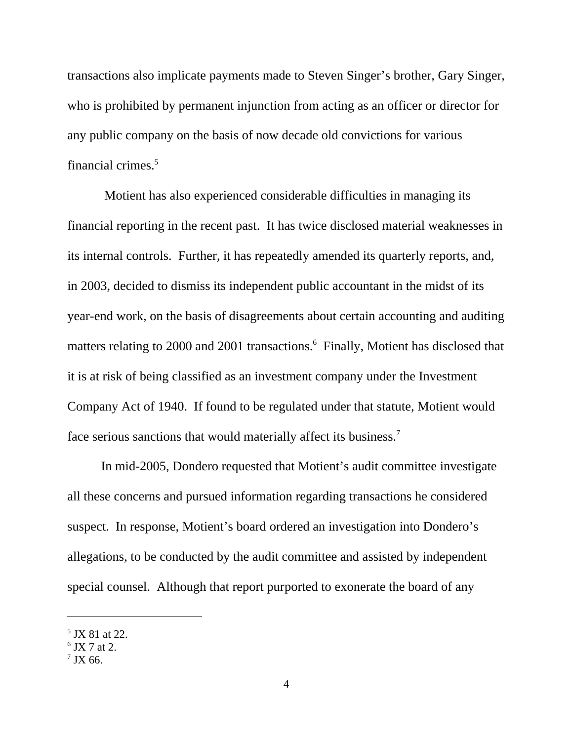transactions also implicate payments made to Steven Singer's brother, Gary Singer, who is prohibited by permanent injunction from acting as an officer or director for any public company on the basis of now decade old convictions for various financial crimes.[5]

Motient has also experienced considerable difficulties in managing its financial reporting in the recent past. It has twice disclosed material weaknesses in its internal controls. Further, it has repeatedly amended its quarterly reports, and, in 2003, decided to dismiss its independent public accountant in the midst of its year-end work, on the basis of disagreements about certain accounting and auditing matters relating to 2000 and 2001 transactions.[6] Finally, Motient has disclosed that it is at risk of being classified as an investment company under the Investment Company Act of 1940. If found to be regulated under that statute, Motient would face serious sanctions that would materially affect its business.[7]

In mid-2005, Dondero requested that Motient's audit committee investigate all these concerns and pursued information regarding transactions he considered suspect. In response, Motient's board ordered an investigation into Dondero's allegations, to be conducted by the audit committee and assisted by independent special counsel. Although that report purported to exonerate the board of any

---

[5] JX 81 at 22.

[6] JX 7 at 2.

[7] JX 66.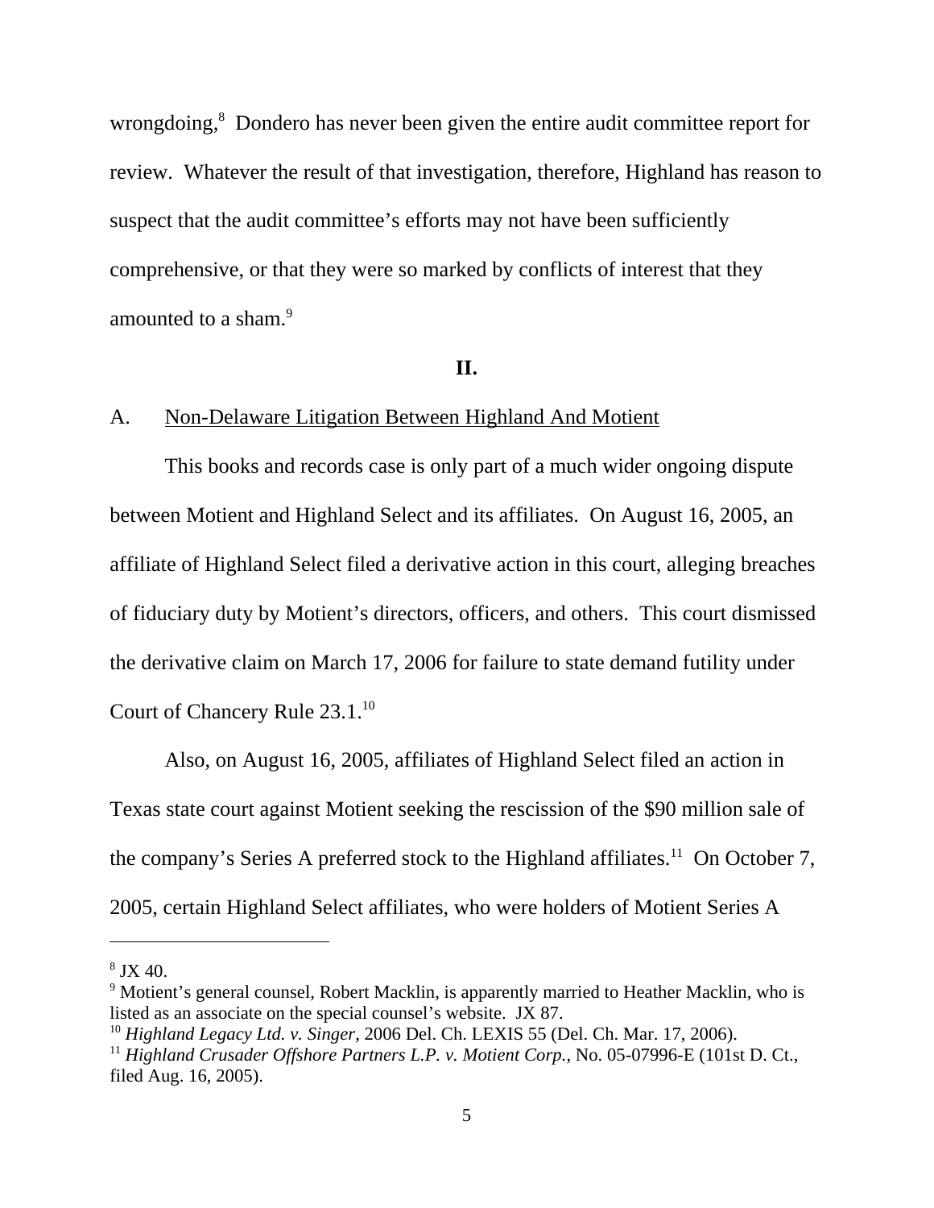wrongdoing,[8] Dondero has never been given the entire audit committee report for review. Whatever the result of that investigation, therefore, Highland has reason to suspect that the audit committee's efforts may not have been sufficiently comprehensive, or that they were so marked by conflicts of interest that they amounted to a sham.[9]

## II.

### A. Non-Delaware Litigation Between Highland And Motient

This books and records case is only part of a much wider ongoing dispute between Motient and Highland Select and its affiliates. On August 16, 2005, an affiliate of Highland Select filed a derivative action in this court, alleging breaches of fiduciary duty by Motient's directors, officers, and others. This court dismissed the derivative claim on March 17, 2006 for failure to state demand futility under Court of Chancery Rule 23.1.[10]

Also, on August 16, 2005, affiliates of Highland Select filed an action in Texas state court against Motient seeking the rescission of the $90 million sale of the company's Series A preferred stock to the Highland affiliates.[11] On October 7, 2005, certain Highland Select affiliates, who were holders of Motient Series A

---

[8] JX 40.

[9] Motient's general counsel, Robert Macklin, is apparently married to Heather Macklin, who is listed as an associate on the special counsel's website. JX 87.

[10] *Highland Legacy Ltd. v. Singer*, 2006 Del. Ch. LEXIS 55 (Del. Ch. Mar. 17, 2006).

[11] *Highland Crusader Offshore Partners L.P. v. Motient Corp.*, No. 05-07996-E (101st D. Ct., filed Aug. 16, 2005).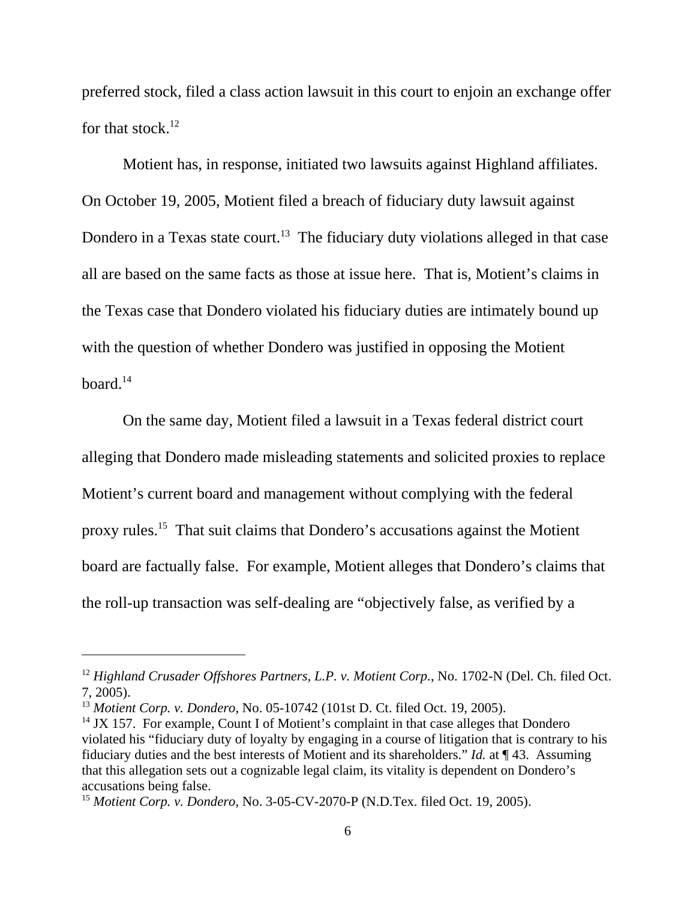preferred stock, filed a class action lawsuit in this court to enjoin an exchange offer for that stock.[12]

Motient has, in response, initiated two lawsuits against Highland affiliates. On October 19, 2005, Motient filed a breach of fiduciary duty lawsuit against Dondero in a Texas state court.[13] The fiduciary duty violations alleged in that case all are based on the same facts as those at issue here. That is, Motient's claims in the Texas case that Dondero violated his fiduciary duties are intimately bound up with the question of whether Dondero was justified in opposing the Motient board.[14]

On the same day, Motient filed a lawsuit in a Texas federal district court alleging that Dondero made misleading statements and solicited proxies to replace Motient's current board and management without complying with the federal proxy rules.[15] That suit claims that Dondero's accusations against the Motient board are factually false. For example, Motient alleges that Dondero's claims that the roll-up transaction was self-dealing are "objectively false, as verified by a

---

[12] *Highland Crusader Offshores Partners, L.P. v. Motient Corp.*, No. 1702-N (Del. Ch. filed Oct. 7, 2005).

[13] *Motient Corp. v. Dondero*, No. 05-10742 (101st D. Ct. filed Oct. 19, 2005).

[14] JX 157. For example, Count I of Motient's complaint in that case alleges that Dondero violated his "fiduciary duty of loyalty by engaging in a course of litigation that is contrary to his fiduciary duties and the best interests of Motient and its shareholders." *Id.* at ¶ 43. Assuming that this allegation sets out a cognizable legal claim, its vitality is dependent on Dondero's accusations being false.

[15] *Motient Corp. v. Dondero*, No. 3-05-CV-2070-P (N.D.Tex. filed Oct. 19, 2005).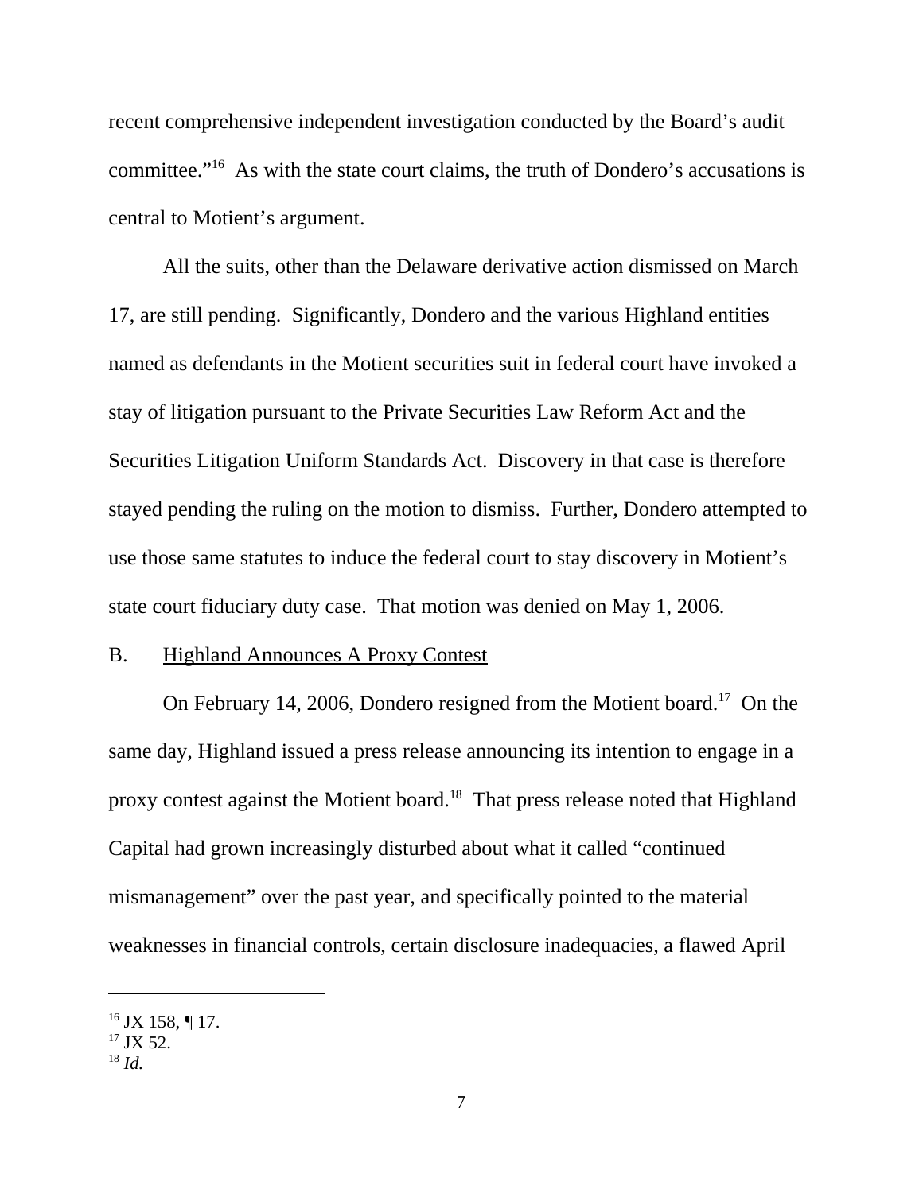recent comprehensive independent investigation conducted by the Board's audit committee."[16] As with the state court claims, the truth of Dondero's accusations is central to Motient's argument.

All the suits, other than the Delaware derivative action dismissed on March 17, are still pending. Significantly, Dondero and the various Highland entities named as defendants in the Motient securities suit in federal court have invoked a stay of litigation pursuant to the Private Securities Law Reform Act and the Securities Litigation Uniform Standards Act. Discovery in that case is therefore stayed pending the ruling on the motion to dismiss. Further, Dondero attempted to use those same statutes to induce the federal court to stay discovery in Motient's state court fiduciary duty case. That motion was denied on May 1, 2006.

B. Highland Announces A Proxy Contest

On February 14, 2006, Dondero resigned from the Motient board.[17] On the same day, Highland issued a press release announcing its intention to engage in a proxy contest against the Motient board.[18] That press release noted that Highland Capital had grown increasingly disturbed about what it called "continued mismanagement" over the past year, and specifically pointed to the material weaknesses in financial controls, certain disclosure inadequacies, a flawed April

---

[16] JX 158, ¶ 17.
[17] JX 52.
[18] *Id.*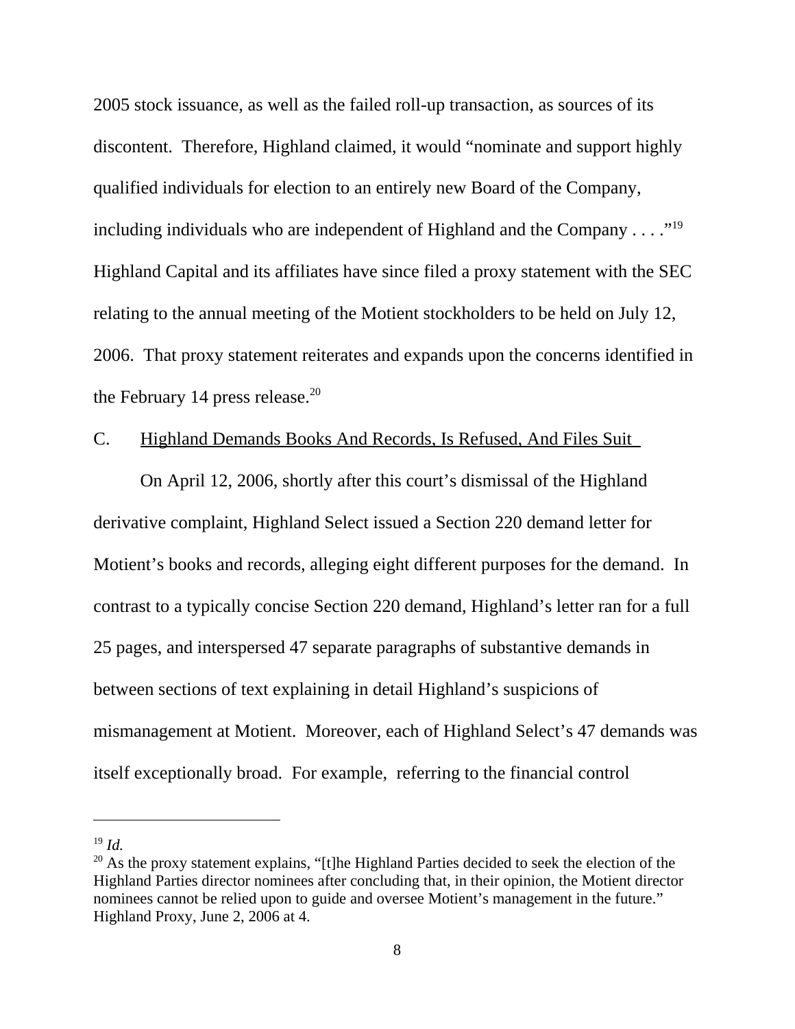2005 stock issuance, as well as the failed roll-up transaction, as sources of its discontent. Therefore, Highland claimed, it would "nominate and support highly qualified individuals for election to an entirely new Board of the Company, including individuals who are independent of Highland and the Company . . . ."[19] Highland Capital and its affiliates have since filed a proxy statement with the SEC relating to the annual meeting of the Motient stockholders to be held on July 12, 2006. That proxy statement reiterates and expands upon the concerns identified in the February 14 press release.[20]

C. Highland Demands Books And Records, Is Refused, And Files Suit

On April 12, 2006, shortly after this court's dismissal of the Highland derivative complaint, Highland Select issued a Section 220 demand letter for Motient's books and records, alleging eight different purposes for the demand. In contrast to a typically concise Section 220 demand, Highland's letter ran for a full 25 pages, and interspersed 47 separate paragraphs of substantive demands in between sections of text explaining in detail Highland's suspicions of mismanagement at Motient. Moreover, each of Highland Select's 47 demands was itself exceptionally broad. For example, referring to the financial control

---

[19] *Id.*

[20] As the proxy statement explains, "[t]he Highland Parties decided to seek the election of the Highland Parties director nominees after concluding that, in their opinion, the Motient director nominees cannot be relied upon to guide and oversee Motient's management in the future." Highland Proxy, June 2, 2006 at 4.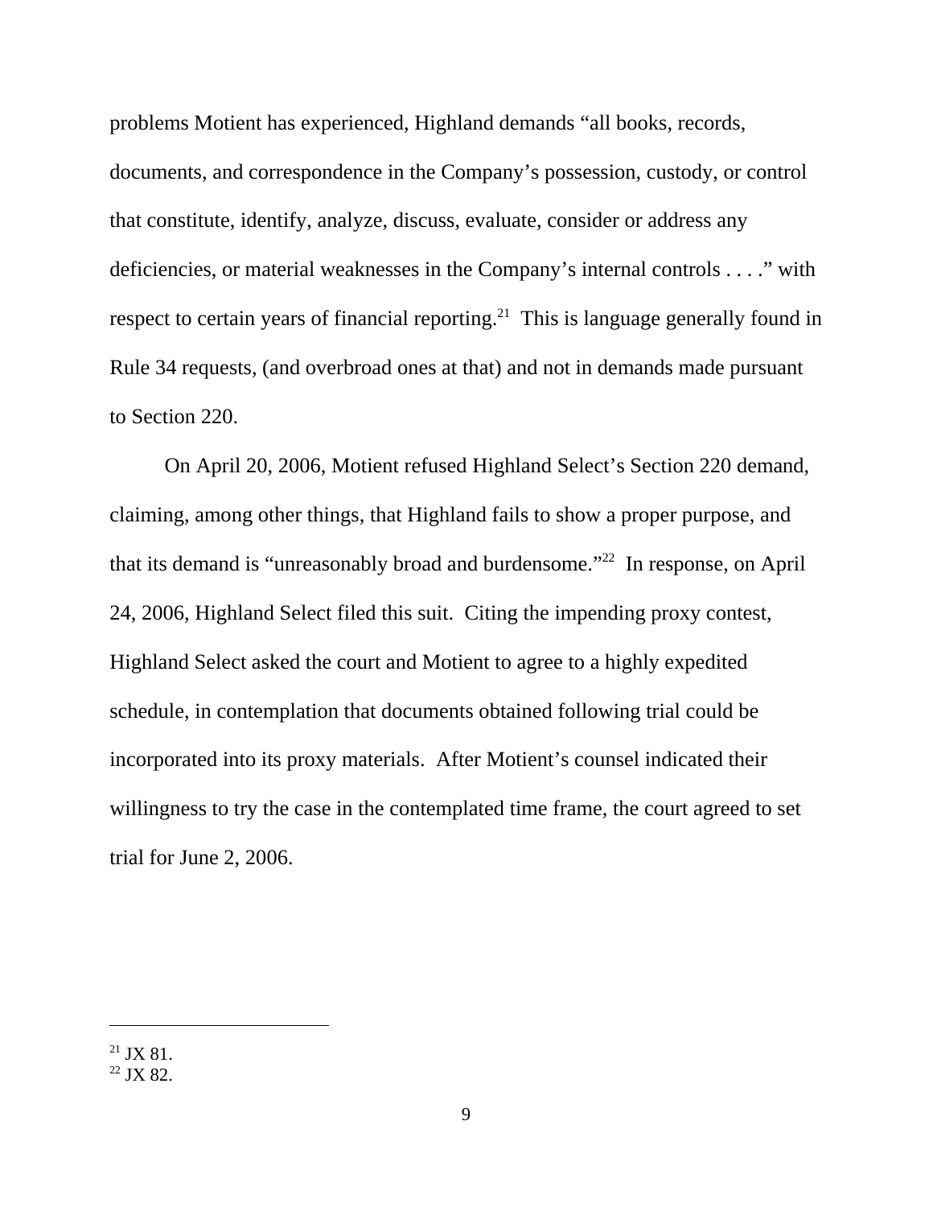problems Motient has experienced, Highland demands "all books, records, documents, and correspondence in the Company's possession, custody, or control that constitute, identify, analyze, discuss, evaluate, consider or address any deficiencies, or material weaknesses in the Company's internal controls . . . ." with respect to certain years of financial reporting.[21] This is language generally found in Rule 34 requests, (and overbroad ones at that) and not in demands made pursuant to Section 220.

On April 20, 2006, Motient refused Highland Select's Section 220 demand, claiming, among other things, that Highland fails to show a proper purpose, and that its demand is "unreasonably broad and burdensome."[22] In response, on April 24, 2006, Highland Select filed this suit. Citing the impending proxy contest, Highland Select asked the court and Motient to agree to a highly expedited schedule, in contemplation that documents obtained following trial could be incorporated into its proxy materials. After Motient's counsel indicated their willingness to try the case in the contemplated time frame, the court agreed to set trial for June 2, 2006.

---

[21] JX 81.

[22] JX 82.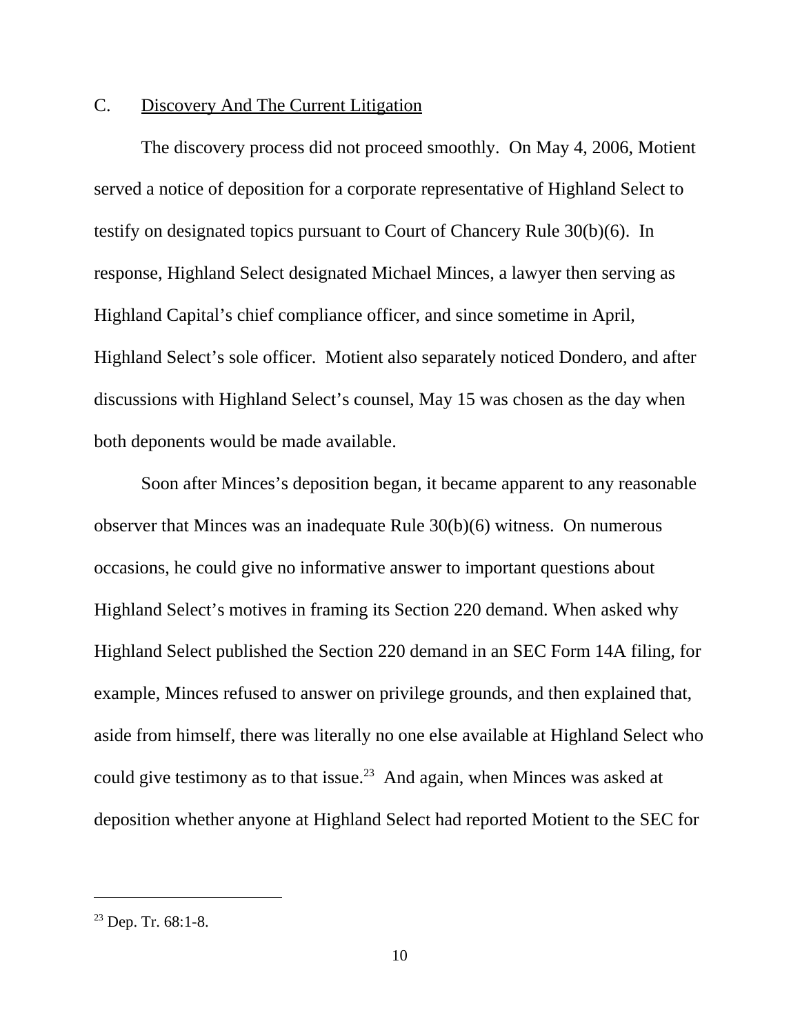C. Discovery And The Current Litigation

The discovery process did not proceed smoothly. On May 4, 2006, Motient served a notice of deposition for a corporate representative of Highland Select to testify on designated topics pursuant to Court of Chancery Rule 30(b)(6). In response, Highland Select designated Michael Minces, a lawyer then serving as Highland Capital's chief compliance officer, and since sometime in April, Highland Select's sole officer. Motient also separately noticed Dondero, and after discussions with Highland Select's counsel, May 15 was chosen as the day when both deponents would be made available.

Soon after Minces's deposition began, it became apparent to any reasonable observer that Minces was an inadequate Rule 30(b)(6) witness. On numerous occasions, he could give no informative answer to important questions about Highland Select's motives in framing its Section 220 demand. When asked why Highland Select published the Section 220 demand in an SEC Form 14A filing, for example, Minces refused to answer on privilege grounds, and then explained that, aside from himself, there was literally no one else available at Highland Select who could give testimony as to that issue.[23] And again, when Minces was asked at deposition whether anyone at Highland Select had reported Motient to the SEC for

[23] Dep. Tr. 68:1-8.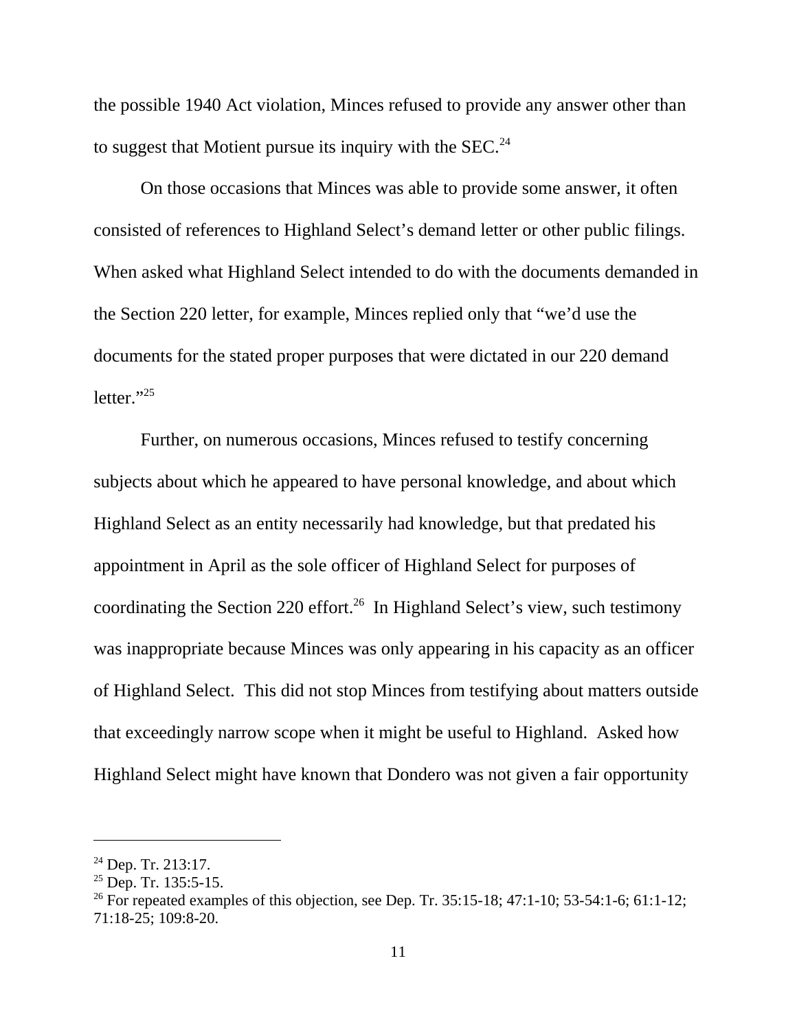the possible 1940 Act violation, Minces refused to provide any answer other than to suggest that Motient pursue its inquiry with the SEC.[24]

On those occasions that Minces was able to provide some answer, it often consisted of references to Highland Select's demand letter or other public filings. When asked what Highland Select intended to do with the documents demanded in the Section 220 letter, for example, Minces replied only that "we'd use the documents for the stated proper purposes that were dictated in our 220 demand letter."[25]

Further, on numerous occasions, Minces refused to testify concerning subjects about which he appeared to have personal knowledge, and about which Highland Select as an entity necessarily had knowledge, but that predated his appointment in April as the sole officer of Highland Select for purposes of coordinating the Section 220 effort.[26] In Highland Select's view, such testimony was inappropriate because Minces was only appearing in his capacity as an officer of Highland Select. This did not stop Minces from testifying about matters outside that exceedingly narrow scope when it might be useful to Highland. Asked how Highland Select might have known that Dondero was not given a fair opportunity

---

[24] Dep. Tr. 213:17.

[25] Dep. Tr. 135:5-15.

[26] For repeated examples of this objection, see Dep. Tr. 35:15-18; 47:1-10; 53-54:1-6; 61:1-12; 71:18-25; 109:8-20.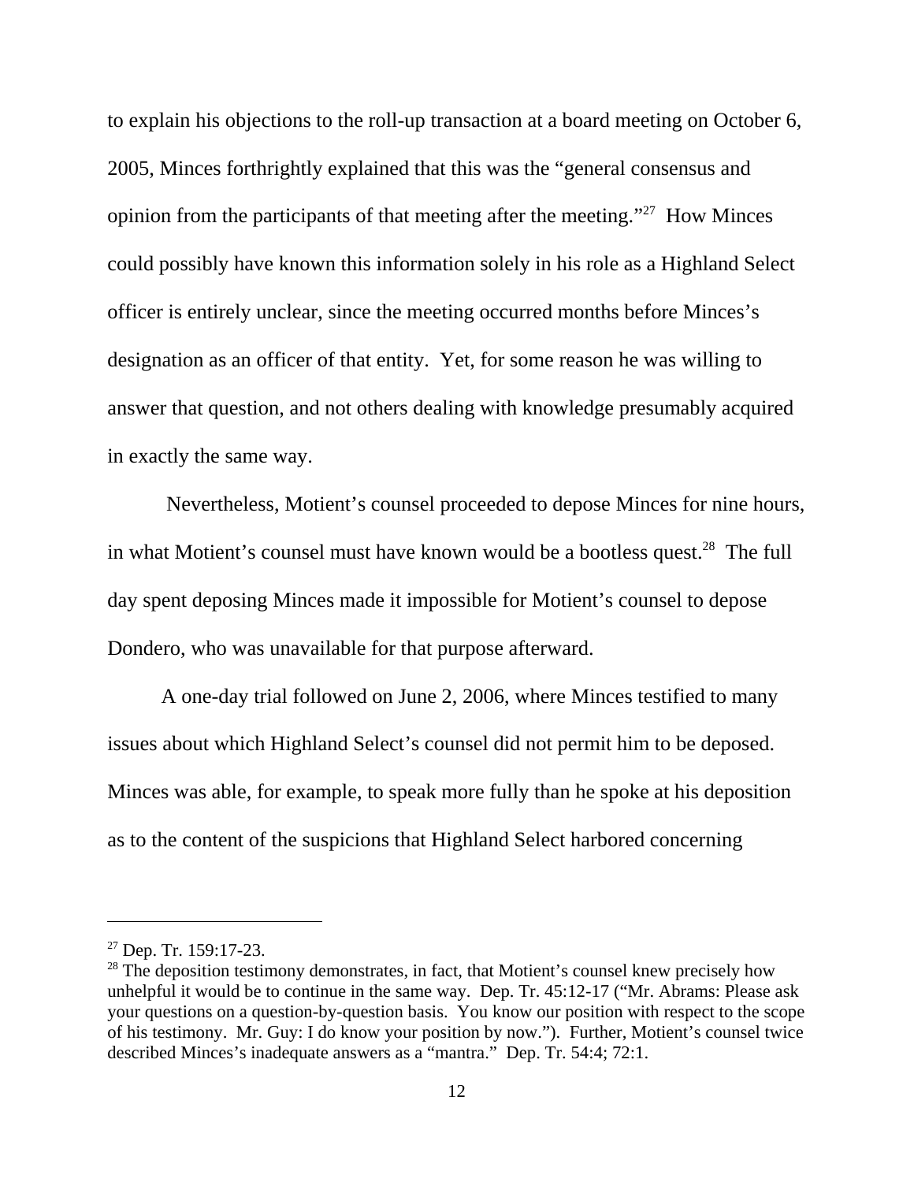to explain his objections to the roll-up transaction at a board meeting on October 6, 2005, Minces forthrightly explained that this was the "general consensus and opinion from the participants of that meeting after the meeting."[27] How Minces could possibly have known this information solely in his role as a Highland Select officer is entirely unclear, since the meeting occurred months before Minces's designation as an officer of that entity. Yet, for some reason he was willing to answer that question, and not others dealing with knowledge presumably acquired in exactly the same way.

Nevertheless, Motient's counsel proceeded to depose Minces for nine hours, in what Motient's counsel must have known would be a bootless quest.[28] The full day spent deposing Minces made it impossible for Motient's counsel to depose Dondero, who was unavailable for that purpose afterward.

A one-day trial followed on June 2, 2006, where Minces testified to many issues about which Highland Select's counsel did not permit him to be deposed. Minces was able, for example, to speak more fully than he spoke at his deposition as to the content of the suspicions that Highland Select harbored concerning

---

[27] Dep. Tr. 159:17-23.

[28] The deposition testimony demonstrates, in fact, that Motient's counsel knew precisely how unhelpful it would be to continue in the same way. Dep. Tr. 45:12-17 ("Mr. Abrams: Please ask your questions on a question-by-question basis. You know our position with respect to the scope of his testimony. Mr. Guy: I do know your position by now."). Further, Motient's counsel twice described Minces's inadequate answers as a "mantra." Dep. Tr. 54:4; 72:1.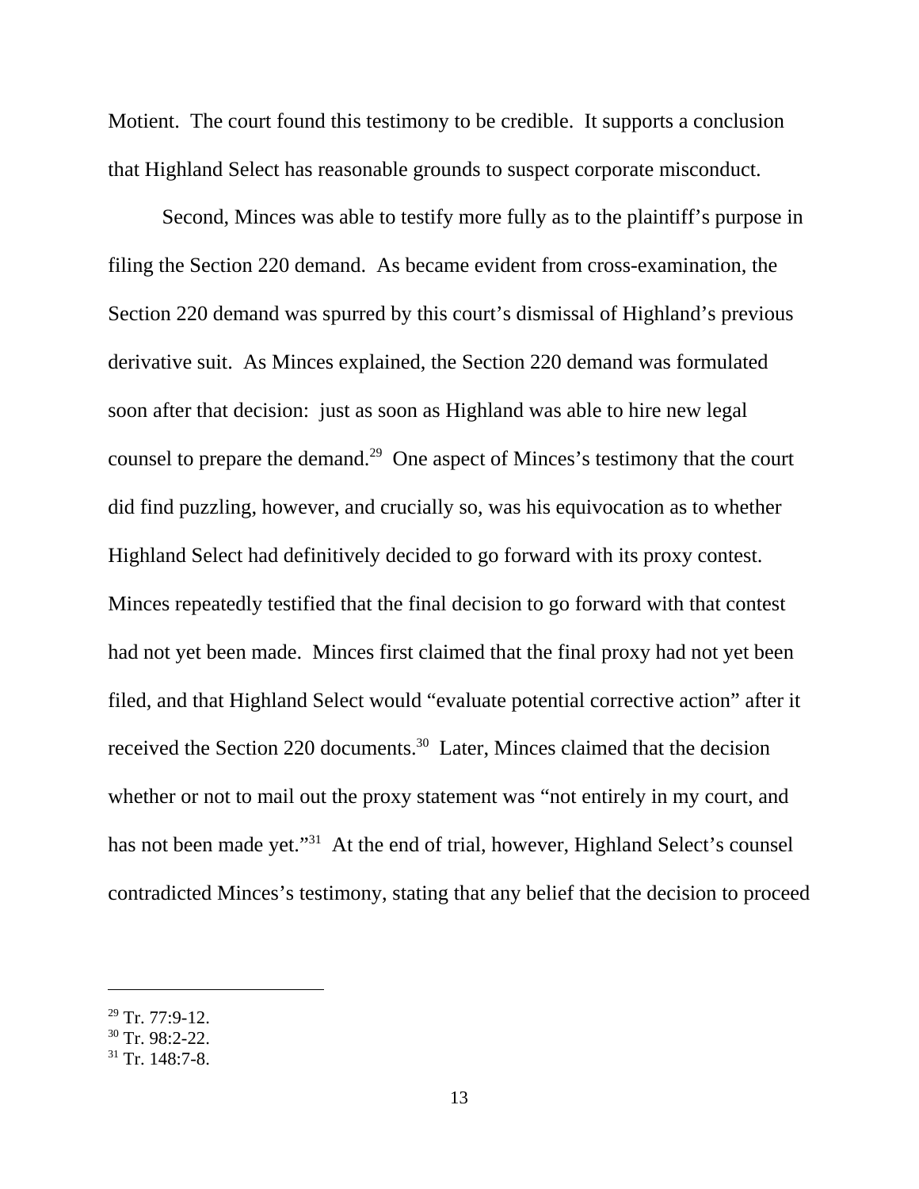Motient. The court found this testimony to be credible. It supports a conclusion that Highland Select has reasonable grounds to suspect corporate misconduct.

Second, Minces was able to testify more fully as to the plaintiff's purpose in filing the Section 220 demand. As became evident from cross-examination, the Section 220 demand was spurred by this court's dismissal of Highland's previous derivative suit. As Minces explained, the Section 220 demand was formulated soon after that decision: just as soon as Highland was able to hire new legal counsel to prepare the demand.[29] One aspect of Minces's testimony that the court did find puzzling, however, and crucially so, was his equivocation as to whether Highland Select had definitively decided to go forward with its proxy contest. Minces repeatedly testified that the final decision to go forward with that contest had not yet been made. Minces first claimed that the final proxy had not yet been filed, and that Highland Select would "evaluate potential corrective action" after it received the Section 220 documents.[30] Later, Minces claimed that the decision whether or not to mail out the proxy statement was "not entirely in my court, and has not been made yet."[31] At the end of trial, however, Highland Select's counsel contradicted Minces's testimony, stating that any belief that the decision to proceed

---

[29] Tr. 77:9-12.

[30] Tr. 98:2-22.

[31] Tr. 148:7-8.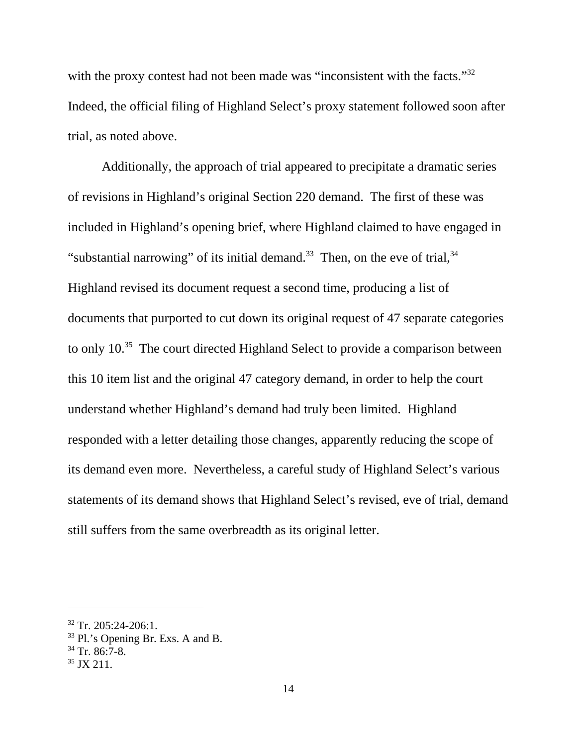with the proxy contest had not been made was "inconsistent with the facts."[32] Indeed, the official filing of Highland Select's proxy statement followed soon after trial, as noted above.

Additionally, the approach of trial appeared to precipitate a dramatic series of revisions in Highland's original Section 220 demand. The first of these was included in Highland's opening brief, where Highland claimed to have engaged in "substantial narrowing" of its initial demand.[33] Then, on the eve of trial,[34] Highland revised its document request a second time, producing a list of documents that purported to cut down its original request of 47 separate categories to only 10.[35] The court directed Highland Select to provide a comparison between this 10 item list and the original 47 category demand, in order to help the court understand whether Highland's demand had truly been limited. Highland responded with a letter detailing those changes, apparently reducing the scope of its demand even more. Nevertheless, a careful study of Highland Select's various statements of its demand shows that Highland Select's revised, eve of trial, demand still suffers from the same overbreadth as its original letter.

---

[32] Tr. 205:24-206:1.

[33] Pl.'s Opening Br. Exs. A and B.

[34] Tr. 86:7-8.

[35] JX 211.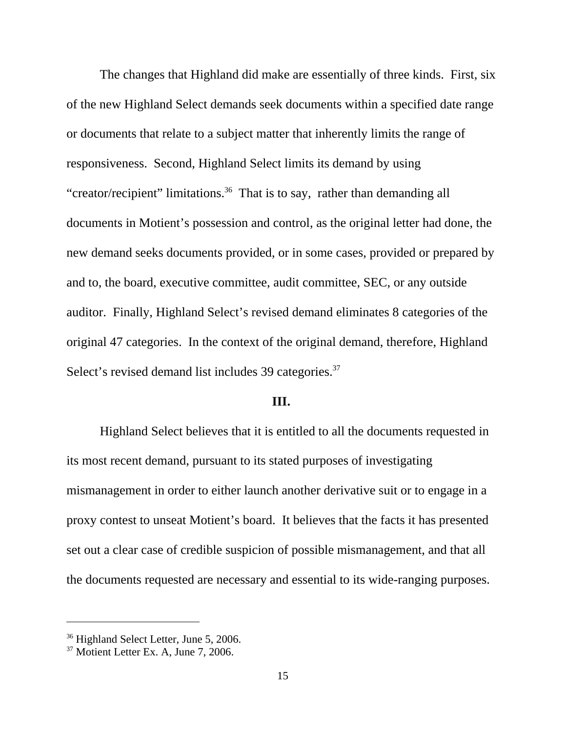The changes that Highland did make are essentially of three kinds. First, six of the new Highland Select demands seek documents within a specified date range or documents that relate to a subject matter that inherently limits the range of responsiveness. Second, Highland Select limits its demand by using "creator/recipient" limitations.[36] That is to say, rather than demanding all documents in Motient's possession and control, as the original letter had done, the new demand seeks documents provided, or in some cases, provided or prepared by and to, the board, executive committee, audit committee, SEC, or any outside auditor. Finally, Highland Select's revised demand eliminates 8 categories of the original 47 categories. In the context of the original demand, therefore, Highland Select's revised demand list includes 39 categories.[37]

**III.**

Highland Select believes that it is entitled to all the documents requested in its most recent demand, pursuant to its stated purposes of investigating mismanagement in order to either launch another derivative suit or to engage in a proxy contest to unseat Motient's board. It believes that the facts it has presented set out a clear case of credible suspicion of possible mismanagement, and that all the documents requested are necessary and essential to its wide-ranging purposes.

---

[36] Highland Select Letter, June 5, 2006.

[37] Motient Letter Ex. A, June 7, 2006.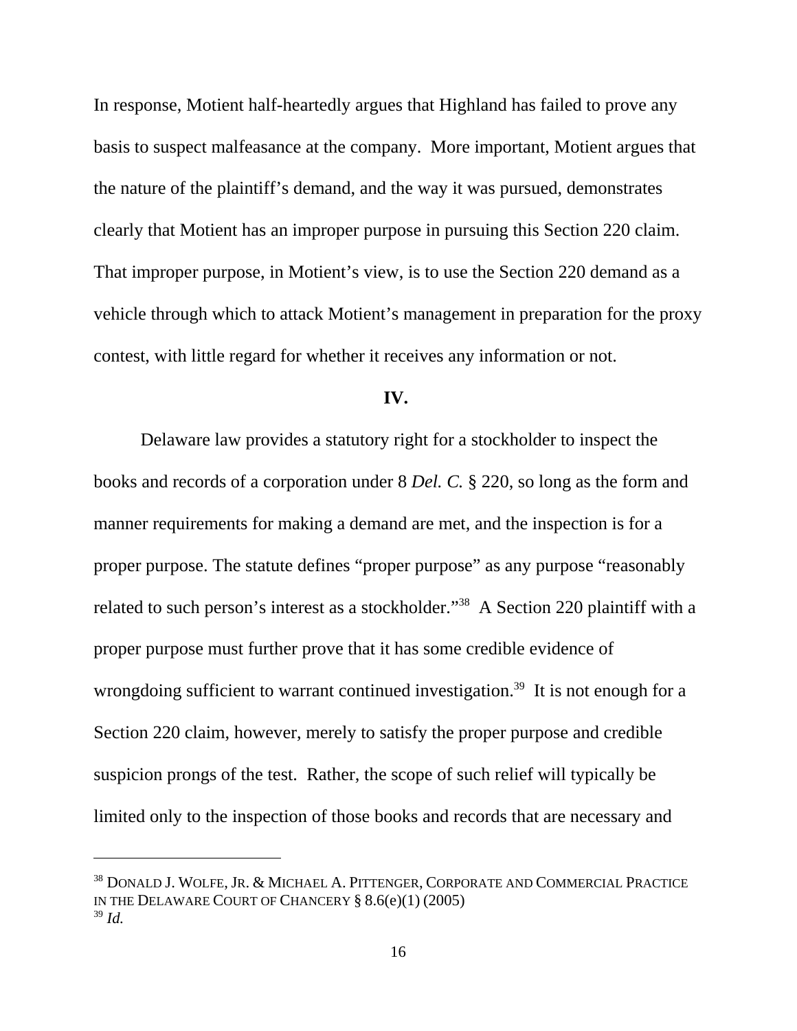In response, Motient half-heartedly argues that Highland has failed to prove any basis to suspect malfeasance at the company. More important, Motient argues that the nature of the plaintiff's demand, and the way it was pursued, demonstrates clearly that Motient has an improper purpose in pursuing this Section 220 claim. That improper purpose, in Motient's view, is to use the Section 220 demand as a vehicle through which to attack Motient's management in preparation for the proxy contest, with little regard for whether it receives any information or not.

**IV.**

Delaware law provides a statutory right for a stockholder to inspect the books and records of a corporation under 8 *Del. C.* § 220, so long as the form and manner requirements for making a demand are met, and the inspection is for a proper purpose. The statute defines "proper purpose" as any purpose "reasonably related to such person's interest as a stockholder."[38] A Section 220 plaintiff with a proper purpose must further prove that it has some credible evidence of wrongdoing sufficient to warrant continued investigation.[39] It is not enough for a Section 220 claim, however, merely to satisfy the proper purpose and credible suspicion prongs of the test. Rather, the scope of such relief will typically be limited only to the inspection of those books and records that are necessary and

---

[38] DONALD J. WOLFE, JR. & MICHAEL A. PITTENGER, CORPORATE AND COMMERCIAL PRACTICE IN THE DELAWARE COURT OF CHANCERY § 8.6(e)(1) (2005)

[39] *Id.*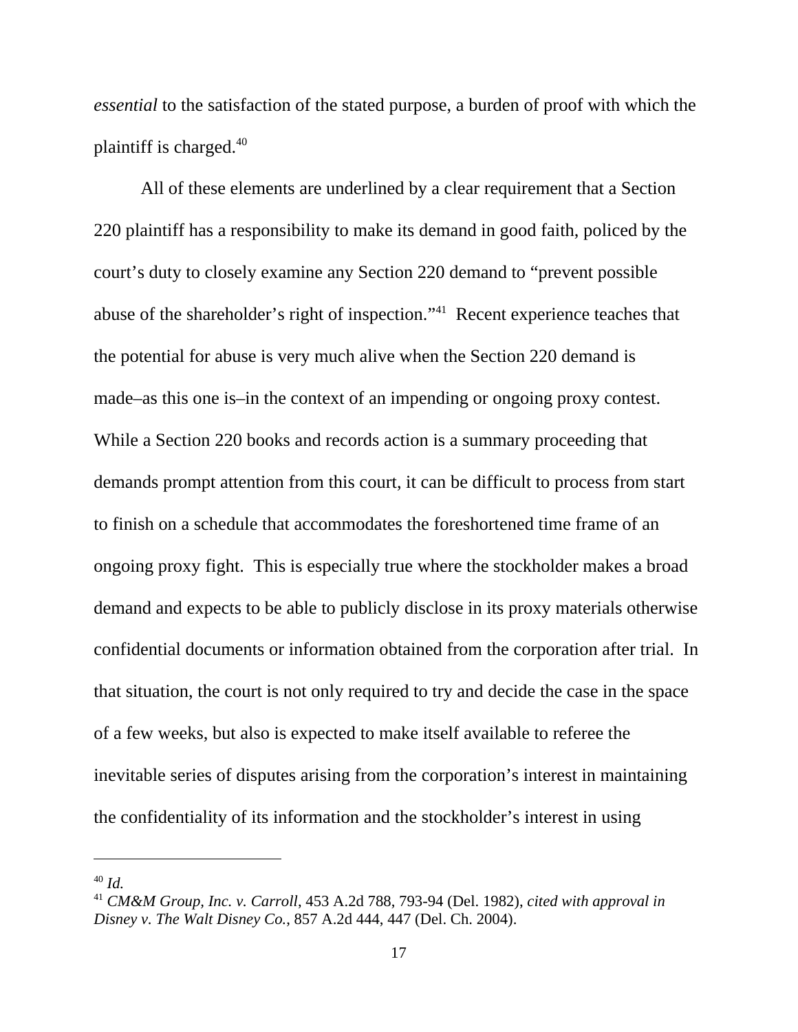*essential* to the satisfaction of the stated purpose, a burden of proof with which the plaintiff is charged.[40]

All of these elements are underlined by a clear requirement that a Section 220 plaintiff has a responsibility to make its demand in good faith, policed by the court's duty to closely examine any Section 220 demand to "prevent possible abuse of the shareholder's right of inspection."[41] Recent experience teaches that the potential for abuse is very much alive when the Section 220 demand is made–as this one is–in the context of an impending or ongoing proxy contest. While a Section 220 books and records action is a summary proceeding that demands prompt attention from this court, it can be difficult to process from start to finish on a schedule that accommodates the foreshortened time frame of an ongoing proxy fight. This is especially true where the stockholder makes a broad demand and expects to be able to publicly disclose in its proxy materials otherwise confidential documents or information obtained from the corporation after trial. In that situation, the court is not only required to try and decide the case in the space of a few weeks, but also is expected to make itself available to referee the inevitable series of disputes arising from the corporation's interest in maintaining the confidentiality of its information and the stockholder's interest in using

---

[40] *Id.*

[41] *CM&M Group, Inc. v. Carroll*, 453 A.2d 788, 793-94 (Del. 1982), *cited with approval in Disney v. The Walt Disney Co.*, 857 A.2d 444, 447 (Del. Ch. 2004).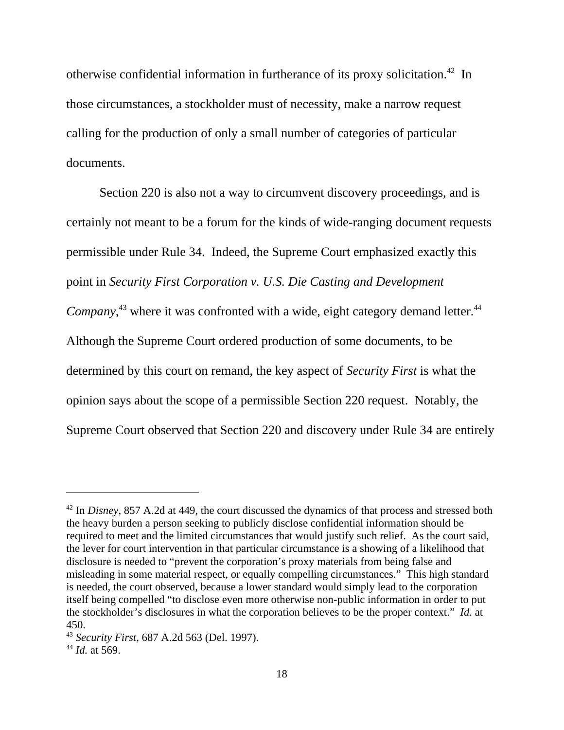otherwise confidential information in furtherance of its proxy solicitation.[42] In those circumstances, a stockholder must of necessity, make a narrow request calling for the production of only a small number of categories of particular documents.

Section 220 is also not a way to circumvent discovery proceedings, and is certainly not meant to be a forum for the kinds of wide-ranging document requests permissible under Rule 34. Indeed, the Supreme Court emphasized exactly this point in *Security First Corporation v. U.S. Die Casting and Development Company*,[43] where it was confronted with a wide, eight category demand letter.[44] Although the Supreme Court ordered production of some documents, to be determined by this court on remand, the key aspect of *Security First* is what the opinion says about the scope of a permissible Section 220 request. Notably, the Supreme Court observed that Section 220 and discovery under Rule 34 are entirely

---

[42] In *Disney*, 857 A.2d at 449, the court discussed the dynamics of that process and stressed both the heavy burden a person seeking to publicly disclose confidential information should be required to meet and the limited circumstances that would justify such relief. As the court said, the lever for court intervention in that particular circumstance is a showing of a likelihood that disclosure is needed to "prevent the corporation's proxy materials from being false and misleading in some material respect, or equally compelling circumstances." This high standard is needed, the court observed, because a lower standard would simply lead to the corporation itself being compelled "to disclose even more otherwise non-public information in order to put the stockholder's disclosures in what the corporation believes to be the proper context." *Id.* at 450.

[43] *Security First*, 687 A.2d 563 (Del. 1997).

[44] *Id.* at 569.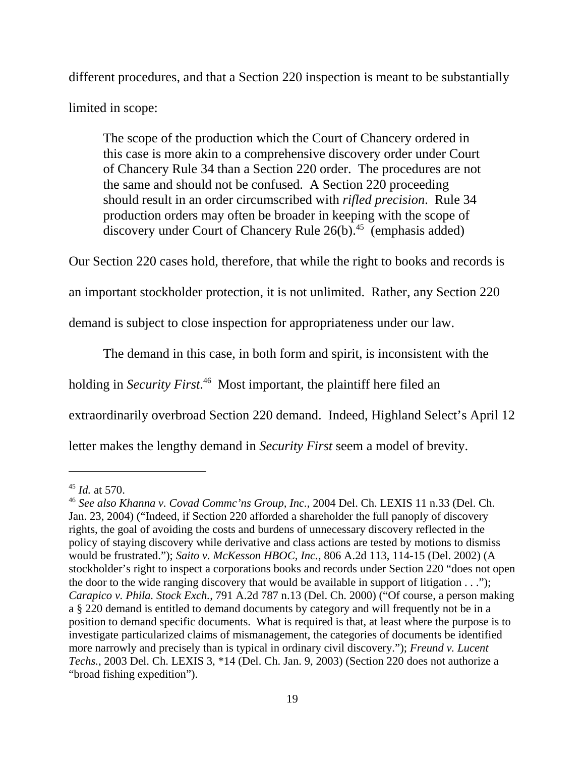different procedures, and that a Section 220 inspection is meant to be substantially limited in scope:

> The scope of the production which the Court of Chancery ordered in this case is more akin to a comprehensive discovery order under Court of Chancery Rule 34 than a Section 220 order. The procedures are not the same and should not be confused. A Section 220 proceeding should result in an order circumscribed with *rifled precision*. Rule 34 production orders may often be broader in keeping with the scope of discovery under Court of Chancery Rule 26(b).[45] (emphasis added)

Our Section 220 cases hold, therefore, that while the right to books and records is an important stockholder protection, it is not unlimited. Rather, any Section 220 demand is subject to close inspection for appropriateness under our law.

The demand in this case, in both form and spirit, is inconsistent with the holding in *Security First*.[46] Most important, the plaintiff here filed an extraordinarily overbroad Section 220 demand. Indeed, Highland Select's April 12 letter makes the lengthy demand in *Security First* seem a model of brevity.

---

[45] *Id.* at 570.

[46] *See also Khanna v. Covad Commc'ns Group, Inc.*, 2004 Del. Ch. LEXIS 11 n.33 (Del. Ch. Jan. 23, 2004) ("Indeed, if Section 220 afforded a shareholder the full panoply of discovery rights, the goal of avoiding the costs and burdens of unnecessary discovery reflected in the policy of staying discovery while derivative and class actions are tested by motions to dismiss would be frustrated."); *Saito v. McKesson HBOC, Inc.*, 806 A.2d 113, 114-15 (Del. 2002) (A stockholder's right to inspect a corporations books and records under Section 220 "does not open the door to the wide ranging discovery that would be available in support of litigation . . ."); *Carapico v. Phila. Stock Exch.*, 791 A.2d 787 n.13 (Del. Ch. 2000) ("Of course, a person making a § 220 demand is entitled to demand documents by category and will frequently not be in a position to demand specific documents. What is required is that, at least where the purpose is to investigate particularized claims of mismanagement, the categories of documents be identified more narrowly and precisely than is typical in ordinary civil discovery."); *Freund v. Lucent Techs.*, 2003 Del. Ch. LEXIS 3, *14 (Del. Ch. Jan. 9, 2003) (Section 220 does not authorize a "broad fishing expedition").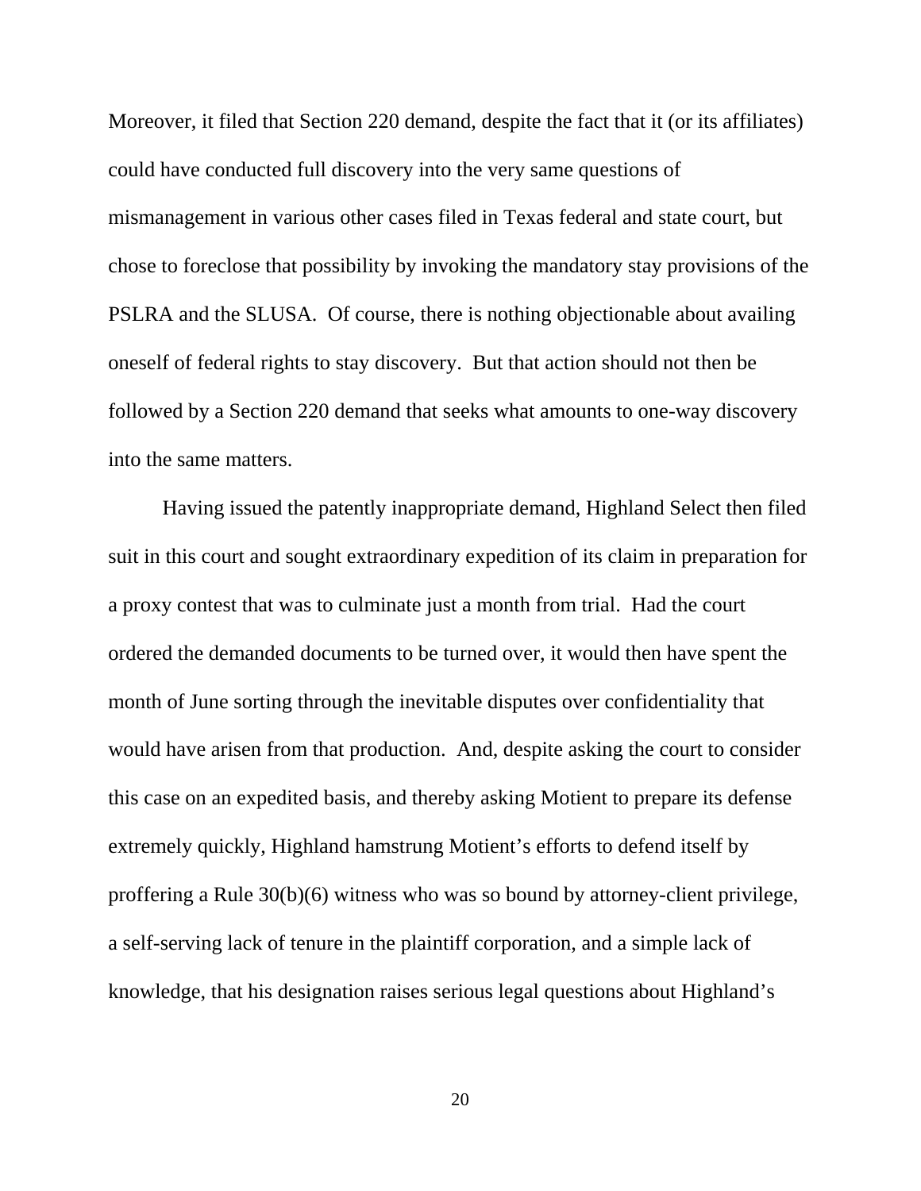Moreover, it filed that Section 220 demand, despite the fact that it (or its affiliates) could have conducted full discovery into the very same questions of mismanagement in various other cases filed in Texas federal and state court, but chose to foreclose that possibility by invoking the mandatory stay provisions of the PSLRA and the SLUSA. Of course, there is nothing objectionable about availing oneself of federal rights to stay discovery. But that action should not then be followed by a Section 220 demand that seeks what amounts to one-way discovery into the same matters.

Having issued the patently inappropriate demand, Highland Select then filed suit in this court and sought extraordinary expedition of its claim in preparation for a proxy contest that was to culminate just a month from trial. Had the court ordered the demanded documents to be turned over, it would then have spent the month of June sorting through the inevitable disputes over confidentiality that would have arisen from that production. And, despite asking the court to consider this case on an expedited basis, and thereby asking Motient to prepare its defense extremely quickly, Highland hamstrung Motient's efforts to defend itself by proffering a Rule 30(b)(6) witness who was so bound by attorney-client privilege, a self-serving lack of tenure in the plaintiff corporation, and a simple lack of knowledge, that his designation raises serious legal questions about Highland's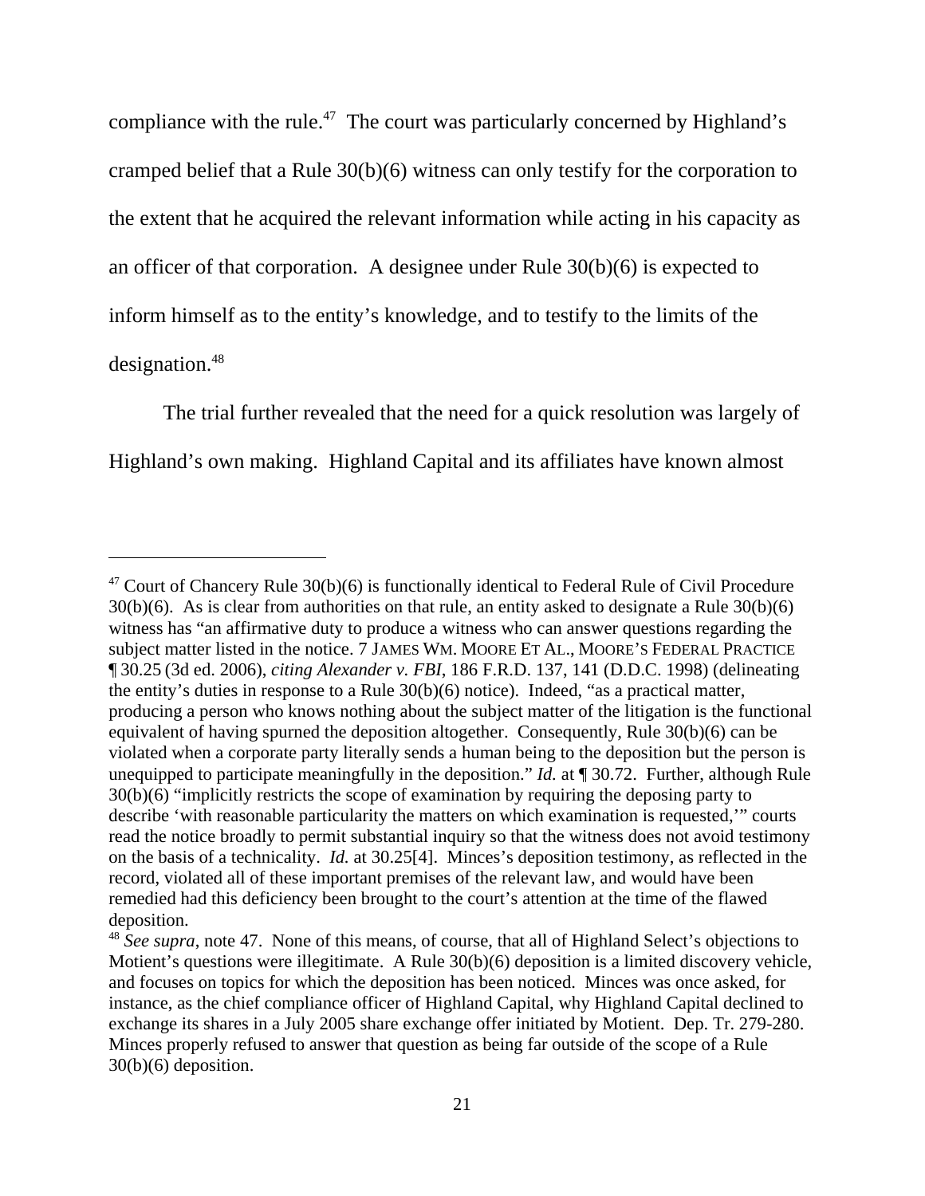compliance with the rule.[47] The court was particularly concerned by Highland's cramped belief that a Rule 30(b)(6) witness can only testify for the corporation to the extent that he acquired the relevant information while acting in his capacity as an officer of that corporation. A designee under Rule 30(b)(6) is expected to inform himself as to the entity's knowledge, and to testify to the limits of the designation.[48]

The trial further revealed that the need for a quick resolution was largely of Highland's own making. Highland Capital and its affiliates have known almost

---

[47] Court of Chancery Rule 30(b)(6) is functionally identical to Federal Rule of Civil Procedure 30(b)(6). As is clear from authorities on that rule, an entity asked to designate a Rule 30(b)(6) witness has "an affirmative duty to produce a witness who can answer questions regarding the subject matter listed in the notice. 7 JAMES WM. MOORE ET AL., MOORE'S FEDERAL PRACTICE ¶ 30.25 (3d ed. 2006), *citing Alexander v. FBI*, 186 F.R.D. 137, 141 (D.D.C. 1998) (delineating the entity's duties in response to a Rule 30(b)(6) notice). Indeed, "as a practical matter, producing a person who knows nothing about the subject matter of the litigation is the functional equivalent of having spurned the deposition altogether. Consequently, Rule 30(b)(6) can be violated when a corporate party literally sends a human being to the deposition but the person is unequipped to participate meaningfully in the deposition." *Id.* at ¶ 30.72. Further, although Rule 30(b)(6) "implicitly restricts the scope of examination by requiring the deposing party to describe 'with reasonable particularity the matters on which examination is requested,'" courts read the notice broadly to permit substantial inquiry so that the witness does not avoid testimony on the basis of a technicality. *Id.* at 30.25[4]. Minces's deposition testimony, as reflected in the record, violated all of these important premises of the relevant law, and would have been remedied had this deficiency been brought to the court's attention at the time of the flawed deposition.

[48] *See supra,* note 47. None of this means, of course, that all of Highland Select's objections to Motient's questions were illegitimate. A Rule 30(b)(6) deposition is a limited discovery vehicle, and focuses on topics for which the deposition has been noticed. Minces was once asked, for instance, as the chief compliance officer of Highland Capital, why Highland Capital declined to exchange its shares in a July 2005 share exchange offer initiated by Motient. Dep. Tr. 279-280. Minces properly refused to answer that question as being far outside of the scope of a Rule 30(b)(6) deposition.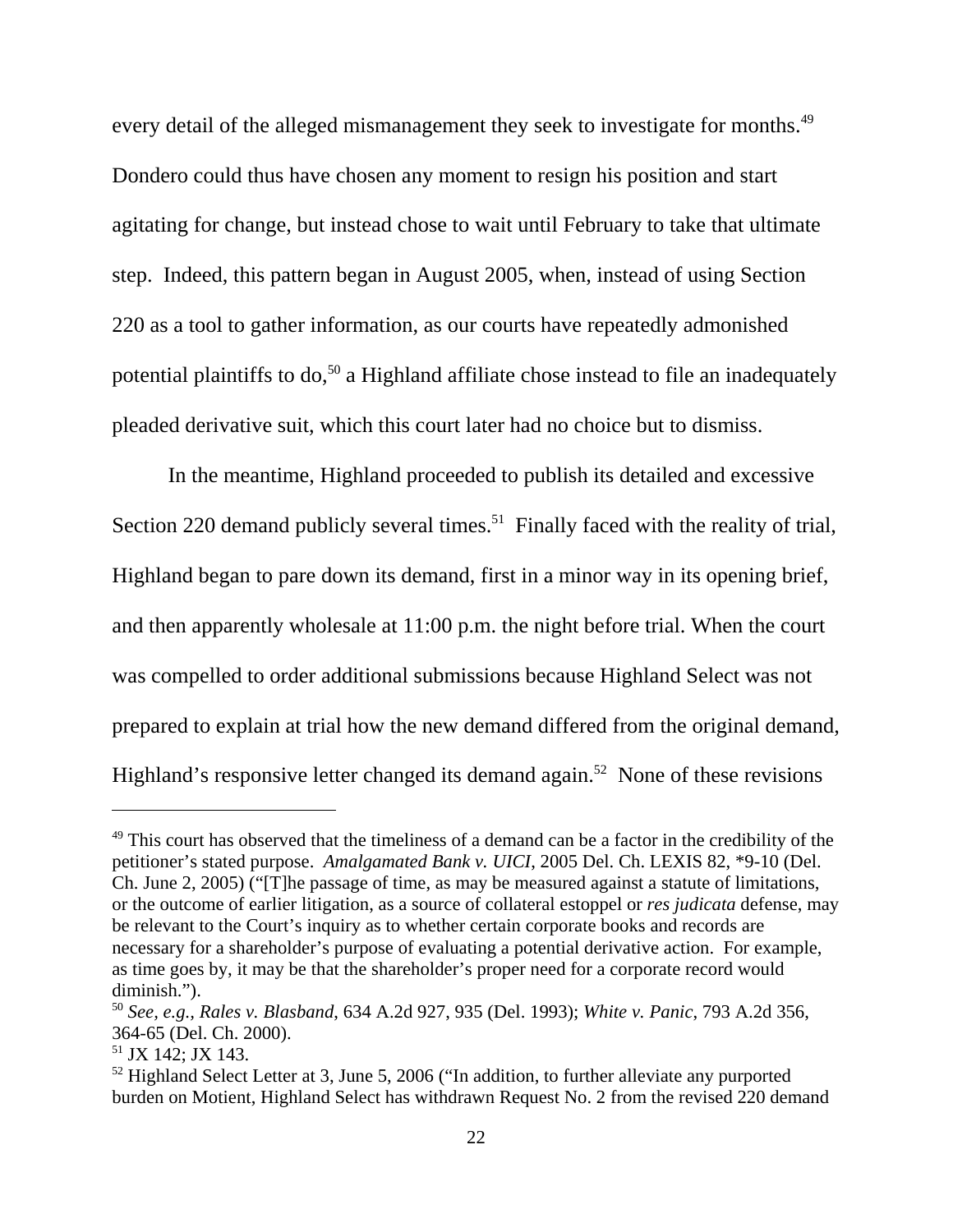every detail of the alleged mismanagement they seek to investigate for months.[49] Dondero could thus have chosen any moment to resign his position and start agitating for change, but instead chose to wait until February to take that ultimate step. Indeed, this pattern began in August 2005, when, instead of using Section 220 as a tool to gather information, as our courts have repeatedly admonished potential plaintiffs to do,[50] a Highland affiliate chose instead to file an inadequately pleaded derivative suit, which this court later had no choice but to dismiss.

In the meantime, Highland proceeded to publish its detailed and excessive Section 220 demand publicly several times.[51] Finally faced with the reality of trial, Highland began to pare down its demand, first in a minor way in its opening brief, and then apparently wholesale at 11:00 p.m. the night before trial. When the court was compelled to order additional submissions because Highland Select was not prepared to explain at trial how the new demand differed from the original demand, Highland's responsive letter changed its demand again.[52] None of these revisions

---

[49] This court has observed that the timeliness of a demand can be a factor in the credibility of the petitioner's stated purpose. *Amalgamated Bank v. UICI*, 2005 Del. Ch. LEXIS 82, *9-10 (Del. Ch. June 2, 2005) ("[T]he passage of time, as may be measured against a statute of limitations, or the outcome of earlier litigation, as a source of collateral estoppel or *res judicata* defense, may be relevant to the Court's inquiry as to whether certain corporate books and records are necessary for a shareholder's purpose of evaluating a potential derivative action. For example, as time goes by, it may be that the shareholder's proper need for a corporate record would diminish.").

[50] *See, e.g.*, *Rales v. Blasband*, 634 A.2d 927, 935 (Del. 1993); *White v. Panic*, 793 A.2d 356, 364-65 (Del. Ch. 2000).

[51] JX 142; JX 143.

[52] Highland Select Letter at 3, June 5, 2006 ("In addition, to further alleviate any purported burden on Motient, Highland Select has withdrawn Request No. 2 from the revised 220 demand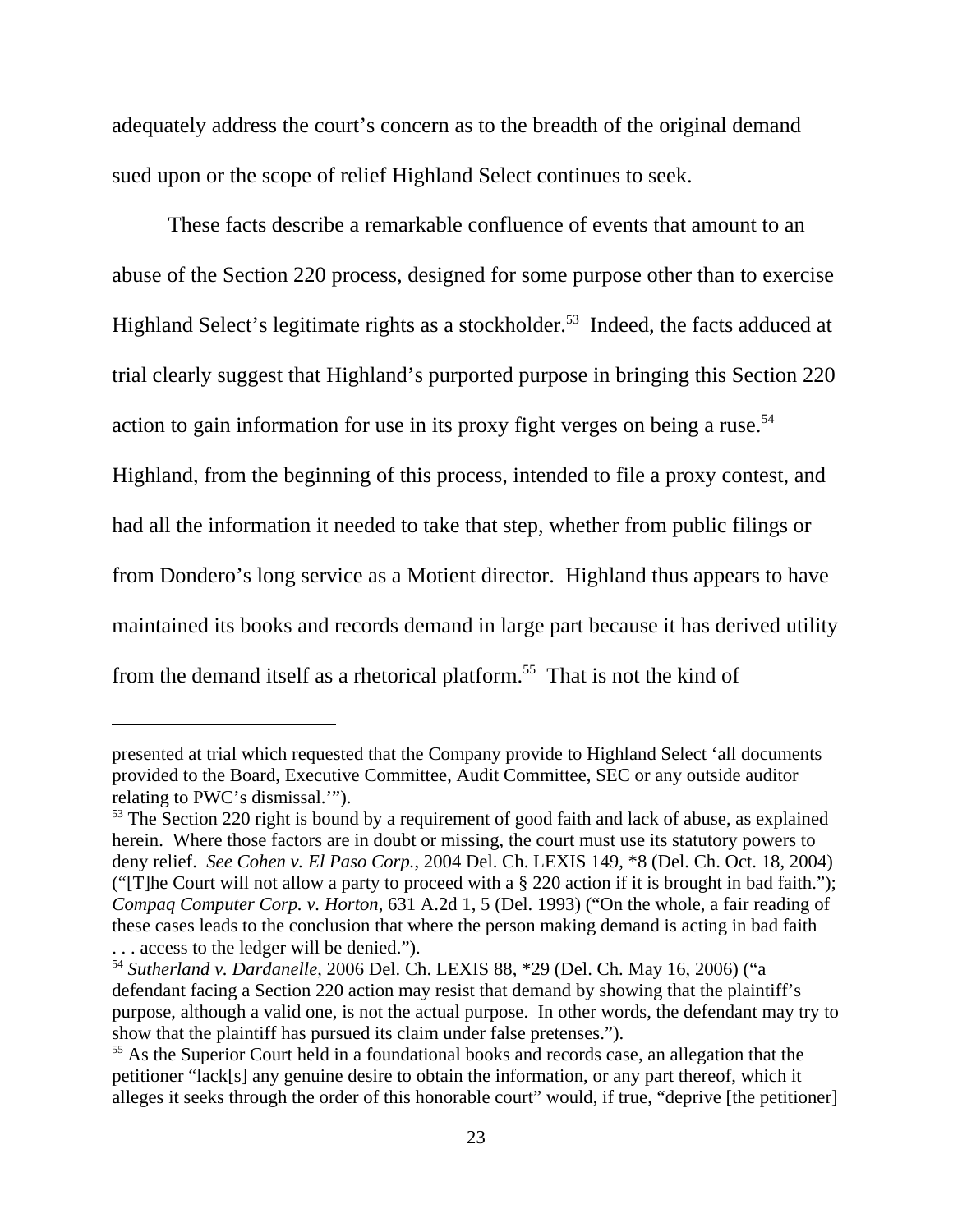adequately address the court's concern as to the breadth of the original demand sued upon or the scope of relief Highland Select continues to seek.

These facts describe a remarkable confluence of events that amount to an abuse of the Section 220 process, designed for some purpose other than to exercise Highland Select's legitimate rights as a stockholder.[53] Indeed, the facts adduced at trial clearly suggest that Highland's purported purpose in bringing this Section 220 action to gain information for use in its proxy fight verges on being a ruse.[54] Highland, from the beginning of this process, intended to file a proxy contest, and had all the information it needed to take that step, whether from public filings or from Dondero's long service as a Motient director. Highland thus appears to have maintained its books and records demand in large part because it has derived utility from the demand itself as a rhetorical platform.[55] That is not the kind of

---

presented at trial which requested that the Company provide to Highland Select 'all documents provided to the Board, Executive Committee, Audit Committee, SEC or any outside auditor relating to PWC's dismissal.'").

[53] The Section 220 right is bound by a requirement of good faith and lack of abuse, as explained herein. Where those factors are in doubt or missing, the court must use its statutory powers to deny relief. *See Cohen v. El Paso Corp.*, 2004 Del. Ch. LEXIS 149, *8 (Del. Ch. Oct. 18, 2004) ("[T]he Court will not allow a party to proceed with a § 220 action if it is brought in bad faith."); *Compaq Computer Corp. v. Horton*, 631 A.2d 1, 5 (Del. 1993) ("On the whole, a fair reading of these cases leads to the conclusion that where the person making demand is acting in bad faith . . . access to the ledger will be denied.").

[54] *Sutherland v. Dardanelle*, 2006 Del. Ch. LEXIS 88, *29 (Del. Ch. May 16, 2006) ("a defendant facing a Section 220 action may resist that demand by showing that the plaintiff's purpose, although a valid one, is not the actual purpose. In other words, the defendant may try to show that the plaintiff has pursued its claim under false pretenses.").

[55] As the Superior Court held in a foundational books and records case, an allegation that the petitioner "lack[s] any genuine desire to obtain the information, or any part thereof, which it alleges it seeks through the order of this honorable court" would, if true, "deprive [the petitioner]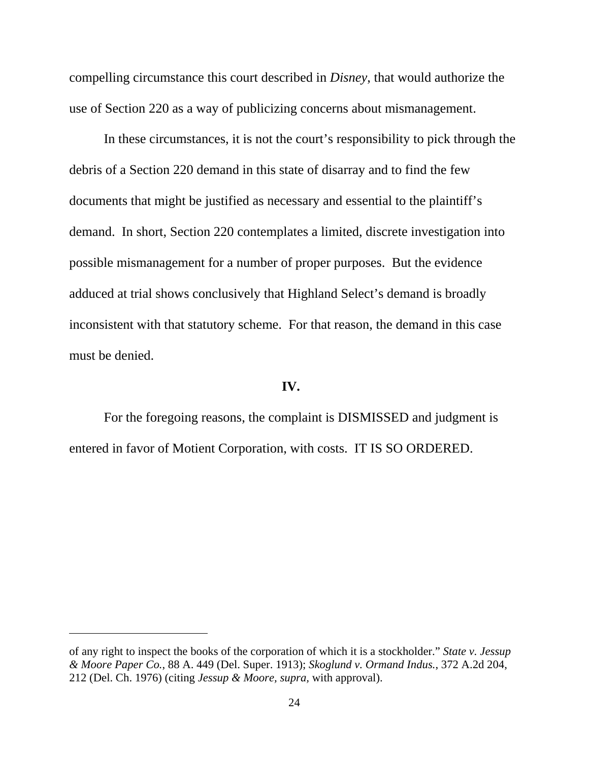compelling circumstance this court described in *Disney*, that would authorize the use of Section 220 as a way of publicizing concerns about mismanagement.

In these circumstances, it is not the court's responsibility to pick through the debris of a Section 220 demand in this state of disarray and to find the few documents that might be justified as necessary and essential to the plaintiff's demand. In short, Section 220 contemplates a limited, discrete investigation into possible mismanagement for a number of proper purposes. But the evidence adduced at trial shows conclusively that Highland Select's demand is broadly inconsistent with that statutory scheme. For that reason, the demand in this case must be denied.

## IV.

For the foregoing reasons, the complaint is DISMISSED and judgment is entered in favor of Motient Corporation, with costs. IT IS SO ORDERED.

---

of any right to inspect the books of the corporation of which it is a stockholder." *State v. Jessup & Moore Paper Co.*, 88 A. 449 (Del. Super. 1913); *Skoglund v. Ormand Indus.*, 372 A.2d 204, 212 (Del. Ch. 1976) (citing *Jessup & Moore, supra*, with approval).